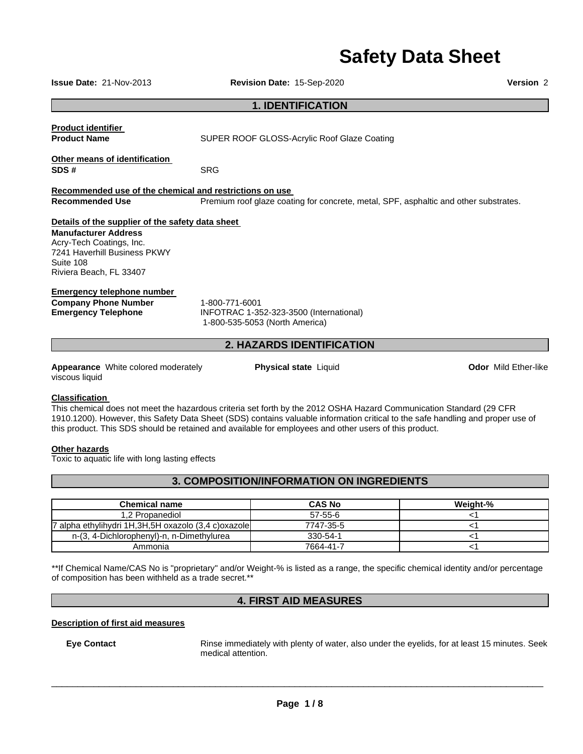# Safety Data Sheet

**Issue Date:** 21-Nov-2013 **Revision Date:** 15-Sep-2020 **Version** 2

## 1. IDENTIFICATION

**Product identifier**

**Product Name** SUPER ROOF GLOSS-Acrylic Roof Glaze Coating

**Other means of identification**

**SDS #** SRG

**Recommended use of the chemical and restrictions on use**

**Recommended Use** Premium roof glaze coating for concrete, metal, SPF, asphaltic and other substrates.

**Details of the supplier of the safety data sheet**

**Manufacturer Address**
Acry-Tech Coatings, Inc.
7241 Haverhill Business PKWY
Suite 108
Riviera Beach, FL 33407

**Emergency telephone number**

**Company Phone Number** 1-800-771-6001

**Emergency Telephone** INFOTRAC 1-352-323-3500 (International)
1-800-535-5053 (North America)

## 2. HAZARDS IDENTIFICATION

**Appearance** White colored moderately viscous liquid **Physical state** Liquid **Odor** Mild Ether-like

**Classification**

This chemical does not meet the hazardous criteria set forth by the 2012 OSHA Hazard Communication Standard (29 CFR 1910.1200). However, this Safety Data Sheet (SDS) contains valuable information critical to the safe handling and proper use of this product. This SDS should be retained and available for employees and other users of this product.

**Other hazards**

Toxic to aquatic life with long lasting effects

## 3. COMPOSITION/INFORMATION ON INGREDIENTS

| Chemical name | CAS No | Weight-% |
|---|---|---|
| 1,2 Propanediol | 57-55-6 | <1 |
| 7 alpha ethylihydri 1H,3H,5H oxazolo (3,4 c)oxazole | 7747-35-5 | <1 |
| n-(3, 4-Dichlorophenyl)-n, n-Dimethylurea | 330-54-1 | <1 |
| Ammonia | 7664-41-7 | <1 |

**If Chemical Name/CAS No is "proprietary" and/or Weight-% is listed as a range, the specific chemical identity and/or percentage of composition has been withheld as a trade secret.**

## 4. FIRST AID MEASURES

**Description of first aid measures**

**Eye Contact** Rinse immediately with plenty of water, also under the eyelids, for at least 15 minutes. Seek medical attention.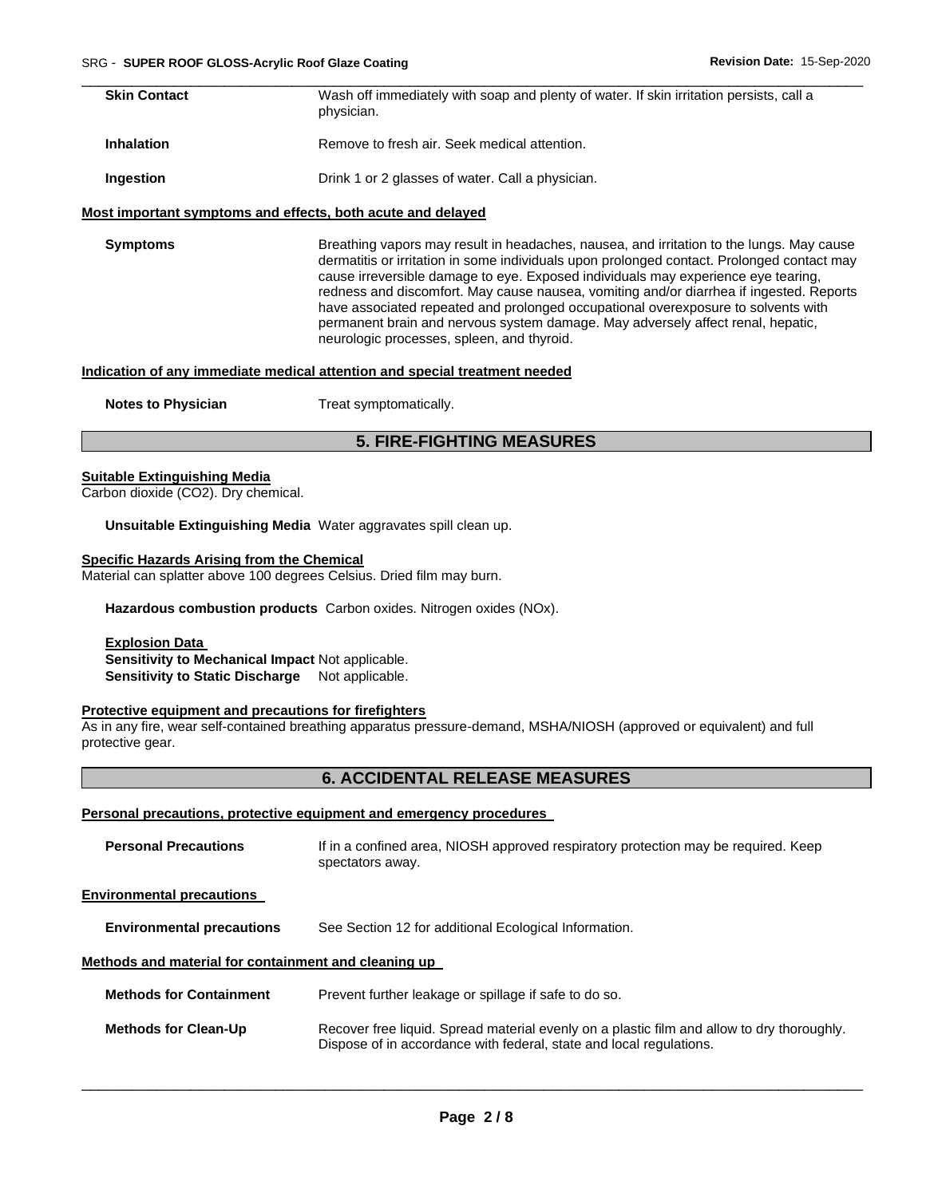| | |
|---|---|
| **Skin Contact** | Wash off immediately with soap and plenty of water. If skin irritation persists, call a physician. |
| **Inhalation** | Remove to fresh air. Seek medical attention. |
| **Ingestion** | Drink 1 or 2 glasses of water. Call a physician. |

**Most important symptoms and effects, both acute and delayed**

| | |
|---|---|
| **Symptoms** | Breathing vapors may result in headaches, nausea, and irritation to the lungs. May cause dermatitis or irritation in some individuals upon prolonged contact. Prolonged contact may cause irreversible damage to eye. Exposed individuals may experience eye tearing, redness and discomfort. May cause nausea, vomiting and/or diarrhea if ingested. Reports have associated repeated and prolonged occupational overexposure to solvents with permanent brain and nervous system damage. May adversely affect renal, hepatic, neurologic processes, spleen, and thyroid. |

**Indication of any immediate medical attention and special treatment needed**

| | |
|---|---|
| **Notes to Physician** | Treat symptomatically. |

## 5. FIRE-FIGHTING MEASURES

**Suitable Extinguishing Media**

Carbon dioxide ($CO_2$). Dry chemical.

**Unsuitable Extinguishing Media** Water aggravates spill clean up.

**Specific Hazards Arising from the Chemical**

Material can splatter above 100 degrees Celsius. Dried film may burn.

**Hazardous combustion products** Carbon oxides. Nitrogen oxides ($NO_x$).

**Explosion Data**

**Sensitivity to Mechanical Impact** Not applicable.

**Sensitivity to Static Discharge** Not applicable.

**Protective equipment and precautions for firefighters**

As in any fire, wear self-contained breathing apparatus pressure-demand, MSHA/NIOSH (approved or equivalent) and full protective gear.

## 6. ACCIDENTAL RELEASE MEASURES

**Personal precautions, protective equipment and emergency procedures**

| | |
|---|---|
| **Personal Precautions** | If in a confined area, NIOSH approved respiratory protection may be required. Keep spectators away. |

**Environmental precautions**

| | |
|---|---|
| **Environmental precautions** | See Section 12 for additional Ecological Information. |

**Methods and material for containment and cleaning up**

| | |
|---|---|
| **Methods for Containment** | Prevent further leakage or spillage if safe to do so. |
| **Methods for Clean-Up** | Recover free liquid. Spread material evenly on a plastic film and allow to dry thoroughly. Dispose of in accordance with federal, state and local regulations. |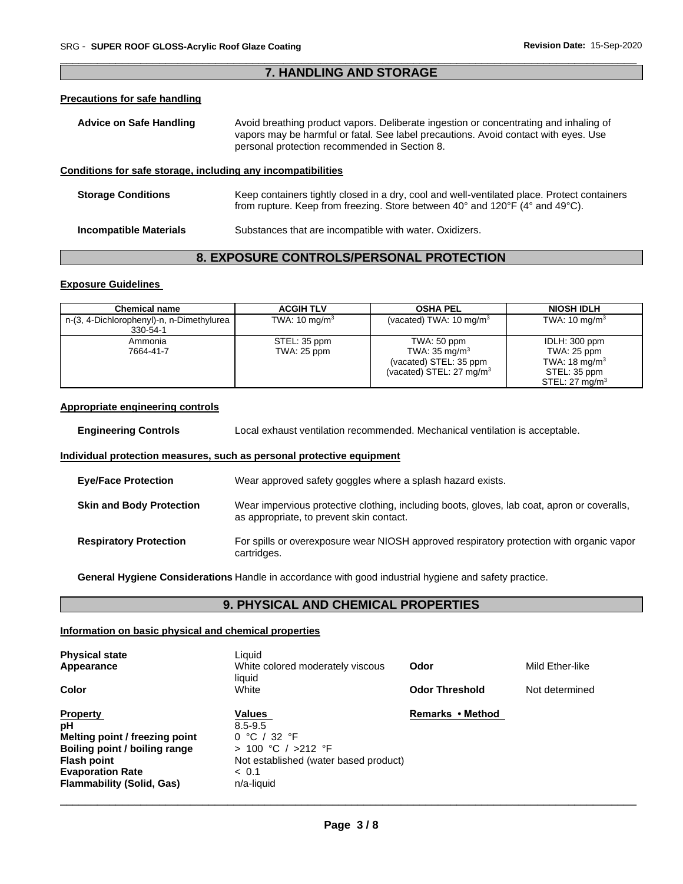## 7. HANDLING AND STORAGE

### Precautions for safe handling

**Advice on Safe Handling** Avoid breathing product vapors. Deliberate ingestion or concentrating and inhaling of vapors may be harmful or fatal. See label precautions. Avoid contact with eyes. Use personal protection recommended in Section 8.

### Conditions for safe storage, including any incompatibilities

**Storage Conditions** Keep containers tightly closed in a dry, cool and well-ventilated place. Protect containers from rupture. Keep from freezing. Store between 40° and 120°F (4° and 49°C).

**Incompatible Materials** Substances that are incompatible with water. Oxidizers.

## 8. EXPOSURE CONTROLS/PERSONAL PROTECTION

### Exposure Guidelines

| Chemical name | ACGIH TLV | OSHA PEL | NIOSH IDLH |
|---|---|---|---|
| n-(3, 4-Dichlorophenyl)-n, n-Dimethylurea 330-54-1 | TWA: 10 mg/m$^3$ | (vacated) TWA: 10 mg/m$^3$ | TWA: 10 mg/m$^3$ |
| Ammonia 7664-41-7 | STEL: 35 ppm TWA: 25 ppm | TWA: 50 ppm TWA: 35 mg/m$^3$ (vacated) STEL: 35 ppm (vacated) STEL: 27 mg/m$^3$ | IDLH: 300 ppm TWA: 25 ppm TWA: 18 mg/m$^3$ STEL: 35 ppm STEL: 27 mg/m$^3$ |

### Appropriate engineering controls

**Engineering Controls** Local exhaust ventilation recommended. Mechanical ventilation is acceptable.

### Individual protection measures, such as personal protective equipment

**Eye/Face Protection** Wear approved safety goggles where a splash hazard exists.

**Skin and Body Protection** Wear impervious protective clothing, including boots, gloves, lab coat, apron or coveralls, as appropriate, to prevent skin contact.

**Respiratory Protection** For spills or overexposure wear NIOSH approved respiratory protection with organic vapor cartridges.

**General Hygiene Considerations** Handle in accordance with good industrial hygiene and safety practice.

## 9. PHYSICAL AND CHEMICAL PROPERTIES

### Information on basic physical and chemical properties

**Physical state** Liquid
**Appearance** White colored moderately viscous liquid  **Odor** Mild Ether-like
**Color** White  **Odor Threshold** Not determined

| Property | Values | Remarks • Method |
|---|---|---|
| **pH** | 8.5-9.5 | |
| **Melting point / freezing point** | 0 °C / 32 °F | |
| **Boiling point / boiling range** | > 100 °C / >212 °F | |
| **Flash point** | Not established (water based product) | |
| **Evaporation Rate** | < 0.1 | |
| **Flammability (Solid, Gas)** | n/a-liquid | |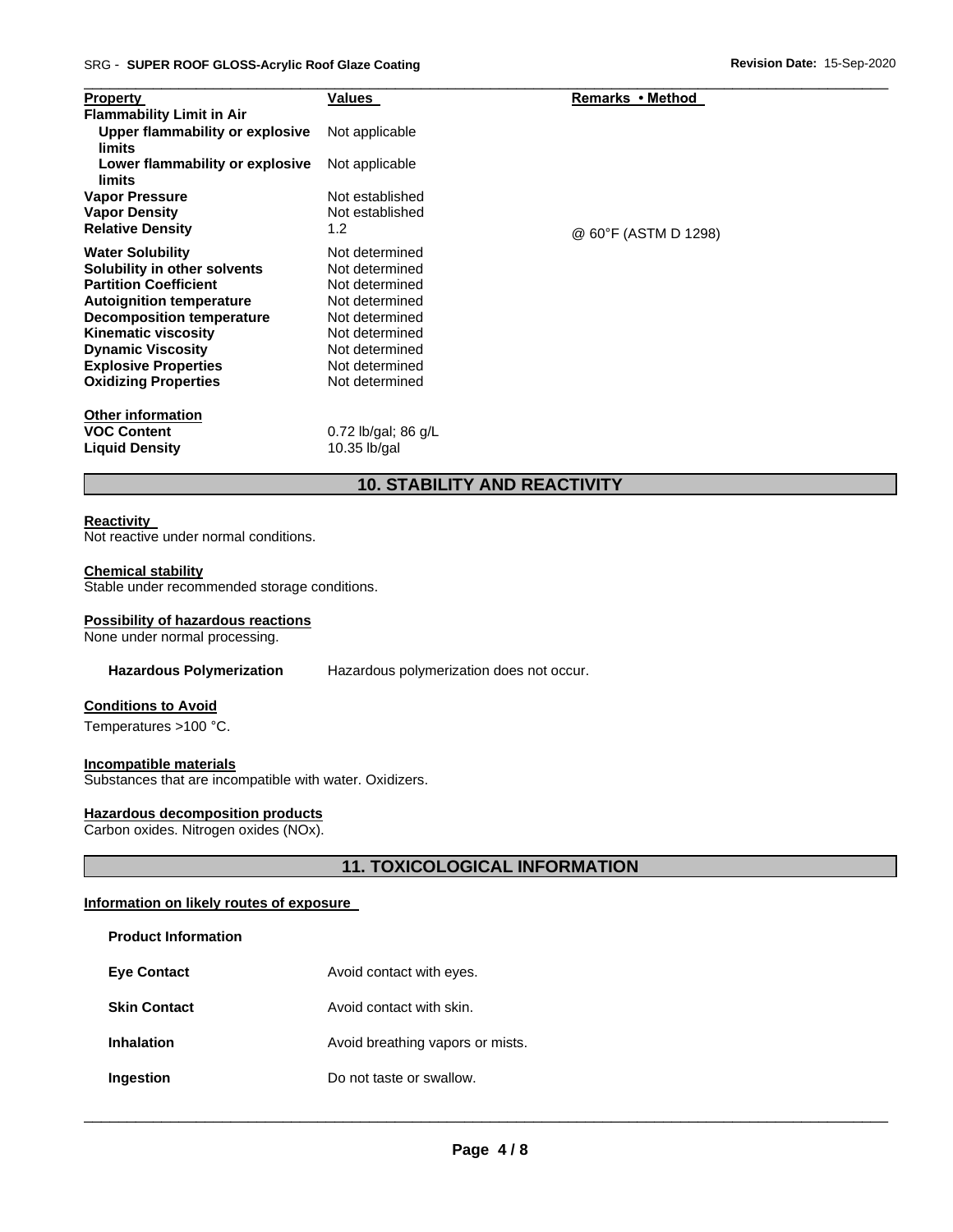| Property | Values | Remarks • Method |
|---|---|---|
| **Flammability Limit in Air** | | |
| **Upper flammability or explosive limits** | Not applicable | |
| **Lower flammability or explosive limits** | Not applicable | |
| **Vapor Pressure** | Not established | |
| **Vapor Density** | Not established | |
| **Relative Density** | 1.2 | @ 60°F (ASTM D 1298) |
| **Water Solubility** | Not determined | |
| **Solubility in other solvents** | Not determined | |
| **Partition Coefficient** | Not determined | |
| **Autoignition temperature** | Not determined | |
| **Decomposition temperature** | Not determined | |
| **Kinematic viscosity** | Not determined | |
| **Dynamic Viscosity** | Not determined | |
| **Explosive Properties** | Not determined | |
| **Oxidizing Properties** | Not determined | |

**Other information**

| | |
|---|---|
| **VOC Content** | 0.72 lb/gal; 86 g/L |
| **Liquid Density** | 10.35 lb/gal |

## 10. STABILITY AND REACTIVITY

**Reactivity**

Not reactive under normal conditions.

**Chemical stability**

Stable under recommended storage conditions.

**Possibility of hazardous reactions**

None under normal processing.

**Hazardous Polymerization** Hazardous polymerization does not occur.

**Conditions to Avoid**

Temperatures >100 °C.

**Incompatible materials**

Substances that are incompatible with water. Oxidizers.

**Hazardous decomposition products**

Carbon oxides. Nitrogen oxides (NOx).

## 11. TOXICOLOGICAL INFORMATION

**Information on likely routes of exposure**

**Product Information**

| | |
|---|---|
| **Eye Contact** | Avoid contact with eyes. |
| **Skin Contact** | Avoid contact with skin. |
| **Inhalation** | Avoid breathing vapors or mists. |
| **Ingestion** | Do not taste or swallow. |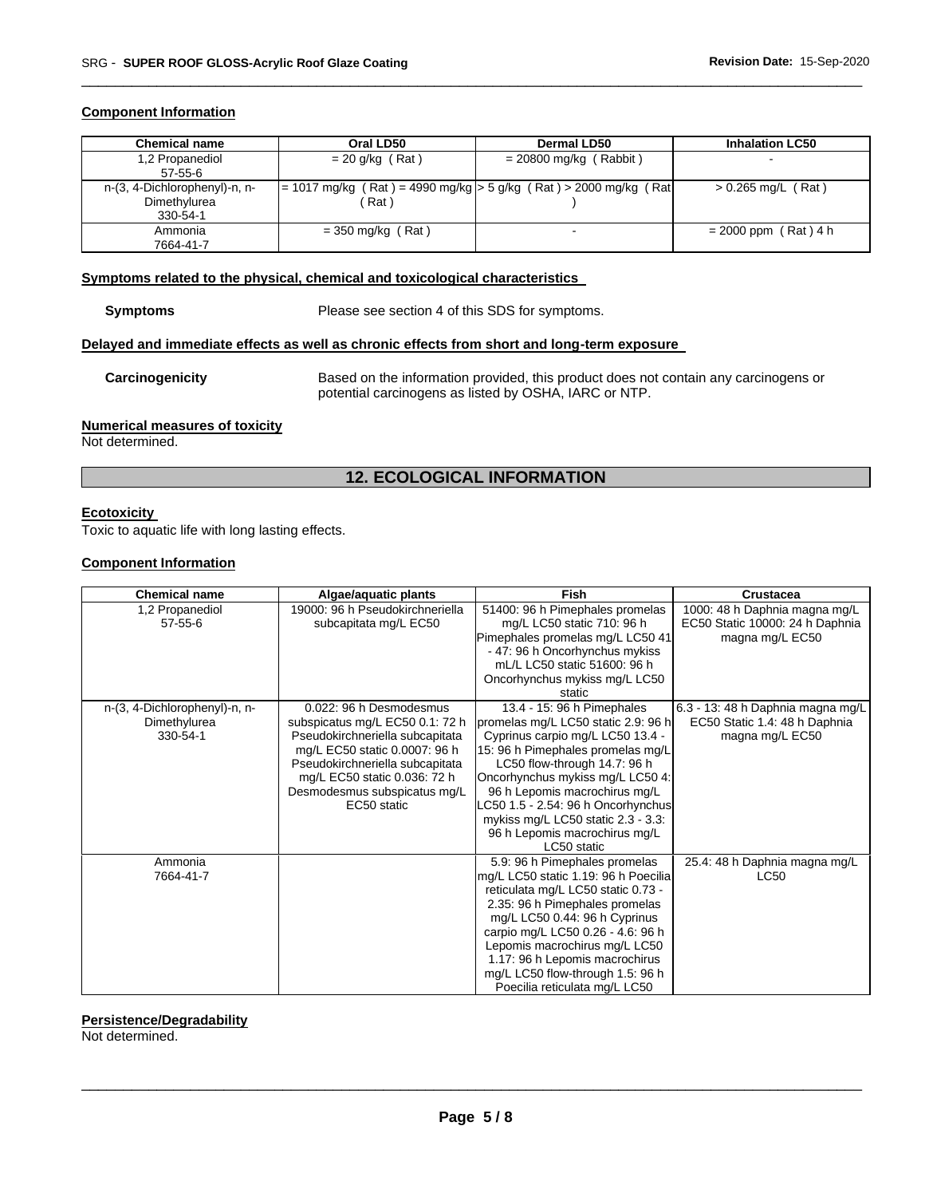### Component Information

| Chemical name | Oral LD50 | Dermal LD50 | Inhalation LC50 |
|---|---|---|---|
| 1,2 Propanediol 57-55-6 | = 20 g/kg ( Rat ) | = 20800 mg/kg ( Rabbit ) | - |
| n-(3, 4-Dichlorophenyl)-n, n-Dimethylurea 330-54-1 | = 1017 mg/kg ( Rat ) = 4990 mg/kg ( Rat ) | > 5 g/kg ( Rat ) > 2000 mg/kg ( Rat ) | > 0.265 mg/L ( Rat ) |
| Ammonia 7664-41-7 | = 350 mg/kg ( Rat ) | - | = 2000 ppm ( Rat ) 4 h |

### Symptoms related to the physical, chemical and toxicological characteristics

**Symptoms** Please see section 4 of this SDS for symptoms.

### Delayed and immediate effects as well as chronic effects from short and long-term exposure

**Carcinogenicity** Based on the information provided, this product does not contain any carcinogens or potential carcinogens as listed by OSHA, IARC or NTP.

### Numerical measures of toxicity

Not determined.

## 12. ECOLOGICAL INFORMATION

### Ecotoxicity

Toxic to aquatic life with long lasting effects.

### Component Information

| Chemical name | Algae/aquatic plants | Fish | Crustacea |
|---|---|---|---|
| 1,2 Propanediol 57-55-6 | 19000: 96 h Pseudokirchneriella subcapitata mg/L EC50 | 51400: 96 h Pimephales promelas mg/L LC50 static 710: 96 h Pimephales promelas mg/L LC50 41 - 47: 96 h Oncorhynchus mykiss mL/L LC50 static 51600: 96 h Oncorhynchus mykiss mg/L LC50 static | 1000: 48 h Daphnia magna mg/L EC50 Static 10000: 24 h Daphnia magna mg/L EC50 |
| n-(3, 4-Dichlorophenyl)-n, n-Dimethylurea 330-54-1 | 0.022: 96 h Desmodesmus subspicatus mg/L EC50 0.1: 72 h Pseudokirchneriella subcapitata mg/L EC50 static 0.0007: 96 h Pseudokirchneriella subcapitata mg/L EC50 static 0.036: 72 h Desmodesmus subspicatus mg/L EC50 static | 13.4 - 15: 96 h Pimephales promelas mg/L LC50 static 2.9: 96 h Cyprinus carpio mg/L LC50 13.4 - 15: 96 h Pimephales promelas mg/L LC50 flow-through 14.7: 96 h Oncorhynchus mykiss mg/L LC50 4: 96 h Lepomis macrochirus mg/L LC50 1.5 - 2.54: 96 h Oncorhynchus mykiss mg/L LC50 static 2.3 - 3.3: 96 h Lepomis macrochirus mg/L LC50 static | 6.3 - 13: 48 h Daphnia magna mg/L EC50 Static 1.4: 48 h Daphnia magna mg/L EC50 |
| Ammonia 7664-41-7 | | 5.9: 96 h Pimephales promelas mg/L LC50 static 1.19: 96 h Poecilia reticulata mg/L LC50 static 0.73 - 2.35: 96 h Pimephales promelas mg/L LC50 0.44: 96 h Cyprinus carpio mg/L LC50 0.26 - 4.6: 96 h Lepomis macrochirus mg/L LC50 1.17: 96 h Lepomis macrochirus mg/L LC50 flow-through 1.5: 96 h Poecilia reticulata mg/L LC50 | 25.4: 48 h Daphnia magna mg/L LC50 |

### Persistence/Degradability

Not determined.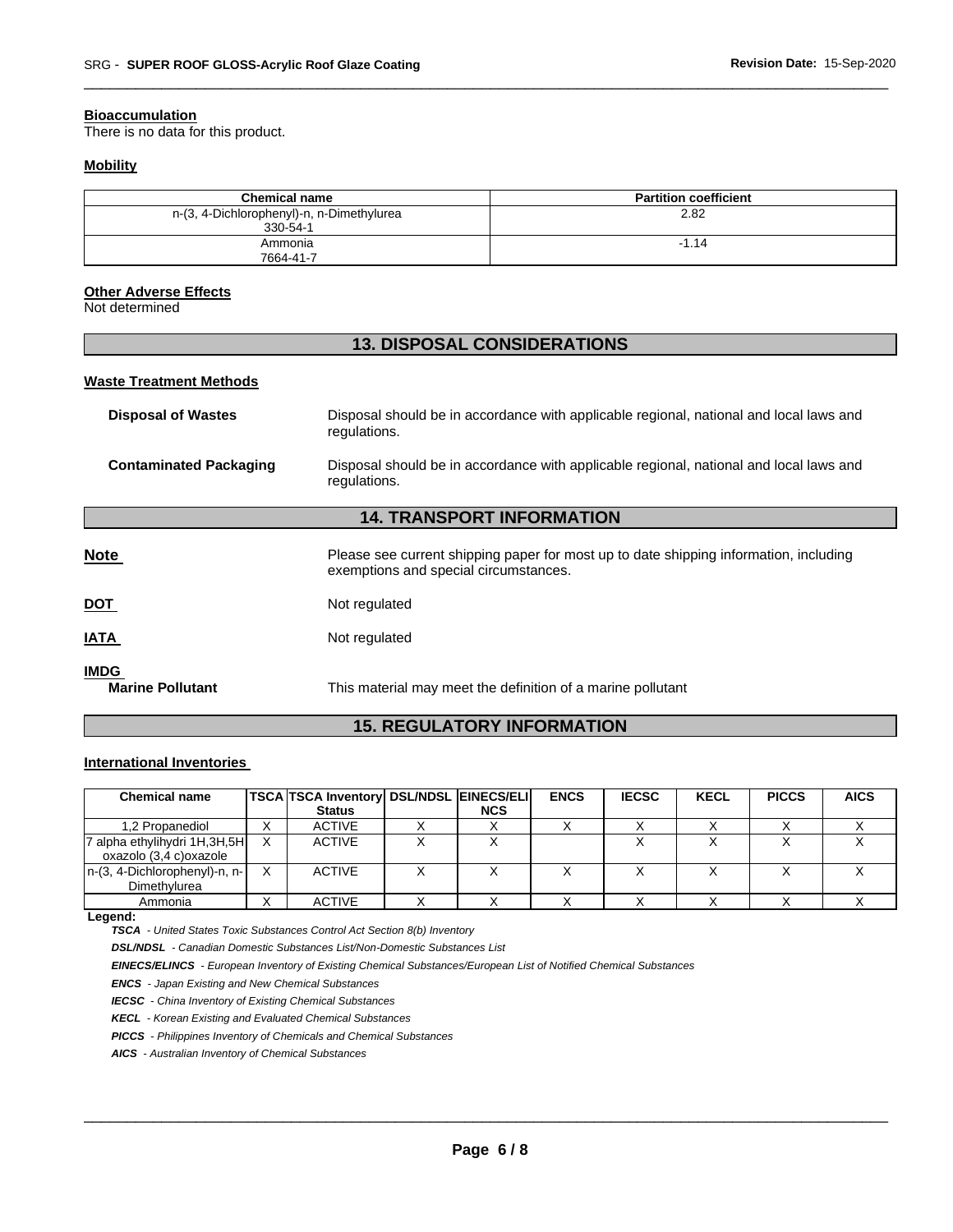#### Bioaccumulation

There is no data for this product.

#### Mobility

| Chemical name | Partition coefficient |
|---|---|
| n-(3, 4-Dichlorophenyl)-n, n-Dimethylurea<br>330-54-1 | 2.82 |
| Ammonia<br>7664-41-7 | -1.14 |

#### Other Adverse Effects

Not determined

## 13. DISPOSAL CONSIDERATIONS

#### Waste Treatment Methods

**Disposal of Wastes** Disposal should be in accordance with applicable regional, national and local laws and regulations.

**Contaminated Packaging** Disposal should be in accordance with applicable regional, national and local laws and regulations.

## 14. TRANSPORT INFORMATION

**Note** Please see current shipping paper for most up to date shipping information, including exemptions and special circumstances.

**DOT** Not regulated

**IATA** Not regulated

**IMDG**

**Marine Pollutant** This material may meet the definition of a marine pollutant

## 15. REGULATORY INFORMATION

#### International Inventories

| Chemical name | TSCA | TSCA Inventory Status | DSL/NDSL | EINECS/ELINCS | ENCS | IECSC | KECL | PICCS | AICS |
|---|---|---|---|---|---|---|---|---|---|
| 1,2 Propanediol | X | ACTIVE | X | X | X | X | X | X | X |
| 7 alpha ethylihydri 1H,3H,5H oxazolo (3,4 c)oxazole | X | ACTIVE | X | X | | X | X | X | X |
| n-(3, 4-Dichlorophenyl)-n, n-Dimethylurea | X | ACTIVE | X | X | X | X | X | X | X |
| Ammonia | X | ACTIVE | X | X | X | X | X | X | X |

**Legend:**

***TSCA*** *- United States Toxic Substances Control Act Section 8(b) Inventory*

***DSL/NDSL*** *- Canadian Domestic Substances List/Non-Domestic Substances List*

***EINECS/ELINCS*** *- European Inventory of Existing Chemical Substances/European List of Notified Chemical Substances*

***ENCS*** *- Japan Existing and New Chemical Substances*

***IECSC*** *- China Inventory of Existing Chemical Substances*

***KECL*** *- Korean Existing and Evaluated Chemical Substances*

***PICCS*** *- Philippines Inventory of Chemicals and Chemical Substances*

***AICS*** *- Australian Inventory of Chemical Substances*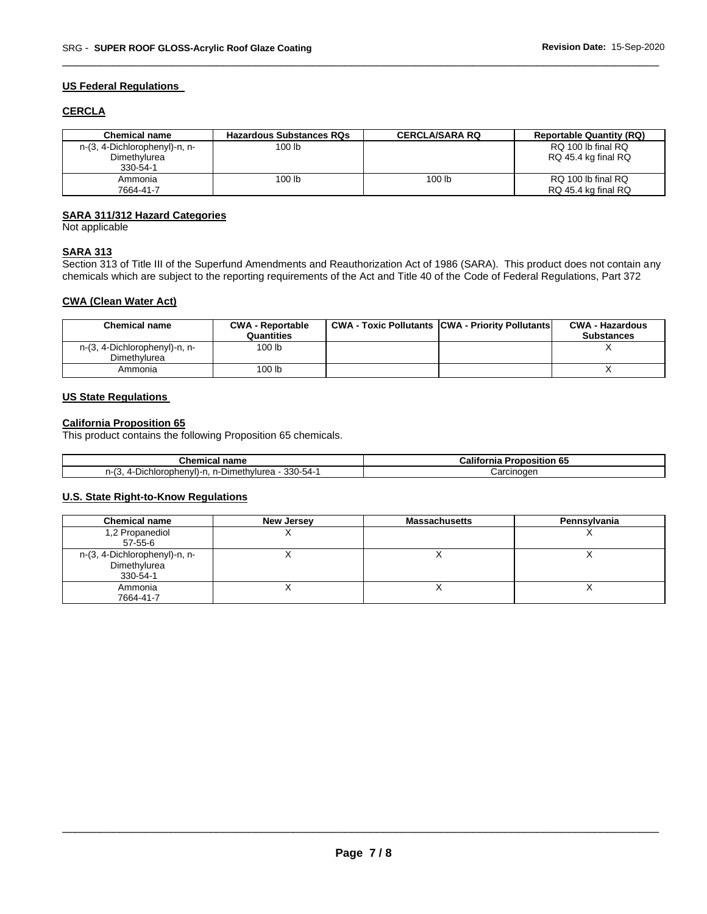## US Federal Regulations

### CERCLA

| Chemical name | Hazardous Substances RQs | CERCLA/SARA RQ | Reportable Quantity (RQ) |
|---|---|---|---|
| n-(3, 4-Dichlorophenyl)-n, n-Dimethylurea 330-54-1 | 100 lb | | RQ 100 lb final RQ RQ 45.4 kg final RQ |
| Ammonia 7664-41-7 | 100 lb | 100 lb | RQ 100 lb final RQ RQ 45.4 kg final RQ |

### SARA 311/312 Hazard Categories

Not applicable

### SARA 313

Section 313 of Title III of the Superfund Amendments and Reauthorization Act of 1986 (SARA). This product does not contain any chemicals which are subject to the reporting requirements of the Act and Title 40 of the Code of Federal Regulations, Part 372

### CWA (Clean Water Act)

| Chemical name | CWA - Reportable Quantities | CWA - Toxic Pollutants | CWA - Priority Pollutants | CWA - Hazardous Substances |
|---|---|---|---|---|
| n-(3, 4-Dichlorophenyl)-n, n-Dimethylurea | 100 lb | | | X |
| Ammonia | 100 lb | | | X |

## US State Regulations

### California Proposition 65

This product contains the following Proposition 65 chemicals.

| Chemical name | California Proposition 65 |
|---|---|
| n-(3, 4-Dichlorophenyl)-n, n-Dimethylurea - 330-54-1 | Carcinogen |

### U.S. State Right-to-Know Regulations

| Chemical name | New Jersey | Massachusetts | Pennsylvania |
|---|---|---|---|
| 1,2 Propanediol 57-55-6 | X | | X |
| n-(3, 4-Dichlorophenyl)-n, n-Dimethylurea 330-54-1 | X | X | X |
| Ammonia 7664-41-7 | X | X | X |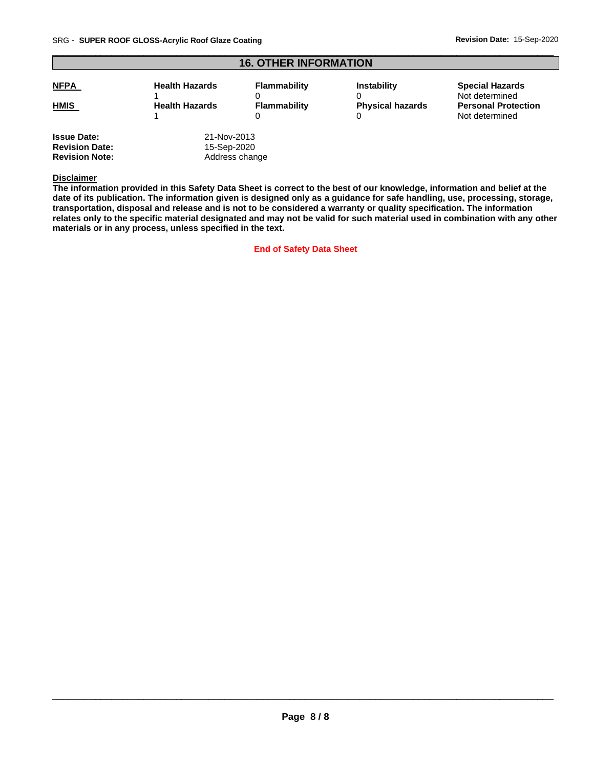## 16. OTHER INFORMATION

| | | | | |
|---|---|---|---|---|
| **NFPA** | **Health Hazards** | **Flammability** | **Instability** | **Special Hazards** |
| | 1 | 0 | 0 | Not determined |
| **HMIS** | **Health Hazards** | **Flammability** | **Physical hazards** | **Personal Protection** |
| | 1 | 0 | 0 | Not determined |

**Issue Date:** 21-Nov-2013
**Revision Date:** 15-Sep-2020
**Revision Note:** Address change

**Disclaimer**

**The information provided in this Safety Data Sheet is correct to the best of our knowledge, information and belief at the date of its publication. The information given is designed only as a guidance for safe handling, use, processing, storage, transportation, disposal and release and is not to be considered a warranty or quality specification. The information relates only to the specific material designated and may not be valid for such material used in combination with any other materials or in any process, unless specified in the text.**

**End of Safety Data Sheet**